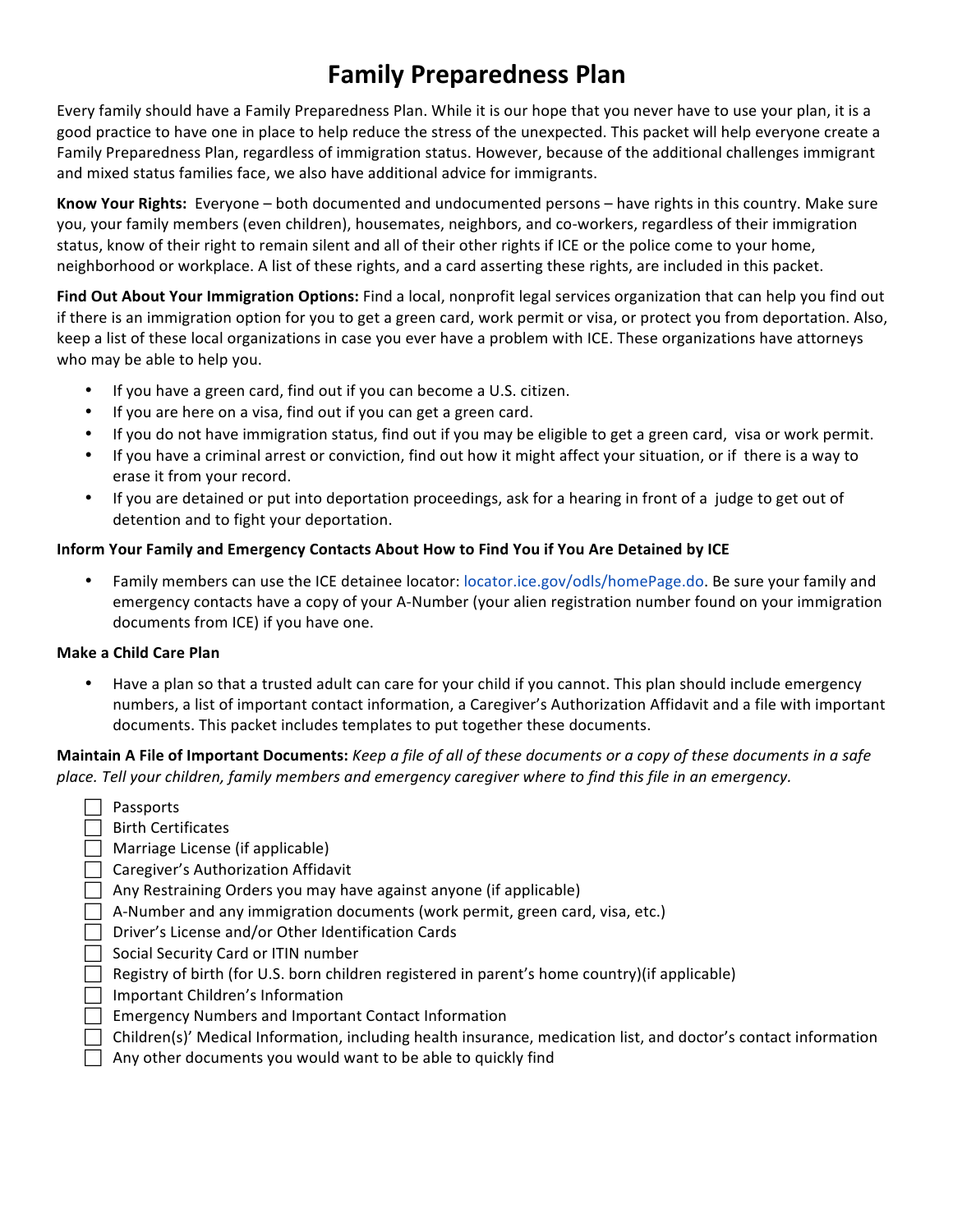# Family Preparedness Plan

Every family should have a Family Preparedness Plan. While it is our hope that you never have to use your plan, it is a good practice to have one in place to help reduce the stress of the unexpected. This packet will help everyone create a Family Preparedness Plan, regardless of immigration status. However, because of the additional challenges immigrant and mixed status families face, we also have additional advice for immigrants.

**Know Your Rights:** Everyone – both documented and undocumented persons – have rights in this country. Make sure you, your family members (even children), housemates, neighbors, and co-workers, regardless of their immigration status, know of their right to remain silent and all of their other rights if ICE or the police come to your home, neighborhood or workplace. A list of these rights, and a card asserting these rights, are included in this packet.

**Find Out About Your Immigration Options:** Find a local, nonprofit legal services organization that can help you find out if there is an immigration option for you to get a green card, work permit or visa, or protect you from deportation. Also, keep a list of these local organizations in case you ever have a problem with ICE. These organizations have attorneys who may be able to help you.

- If you have a green card, find out if you can become a U.S. citizen.
- If you are here on a visa, find out if you can get a green card.
- If you do not have immigration status, find out if you may be eligible to get a green card, visa or work permit.
- If you have a criminal arrest or conviction, find out how it might affect your situation, or if there is a way to erase it from your record.
- If you are detained or put into deportation proceedings, ask for a hearing in front of a judge to get out of detention and to fight your deportation.

**Inform Your Family and Emergency Contacts About How to Find You if You Are Detained by ICE**

- Family members can use the ICE detainee locator: locator.ice.gov/odls/homePage.do. Be sure your family and emergency contacts have a copy of your A-Number (your alien registration number found on your immigration documents from ICE) if you have one.

**Make a Child Care Plan**

- Have a plan so that a trusted adult can care for your child if you cannot. This plan should include emergency numbers, a list of important contact information, a Caregiver's Authorization Affidavit and a file with important documents. This packet includes templates to put together these documents.

**Maintain A File of Important Documents:** *Keep a file of all of these documents or a copy of these documents in a safe place. Tell your children, family members and emergency caregiver where to find this file in an emergency.*

- [ ] Passports
- [ ] Birth Certificates
- [ ] Marriage License (if applicable)
- [ ] Caregiver's Authorization Affidavit
- [ ] Any Restraining Orders you may have against anyone (if applicable)
- [ ] A-Number and any immigration documents (work permit, green card, visa, etc.)
- [ ] Driver's License and/or Other Identification Cards
- [ ] Social Security Card or ITIN number
- [ ] Registry of birth (for U.S. born children registered in parent's home country)(if applicable)
- [ ] Important Children's Information
- [ ] Emergency Numbers and Important Contact Information
- [ ] Children(s)' Medical Information, including health insurance, medication list, and doctor's contact information
- [ ] Any other documents you would want to be able to quickly find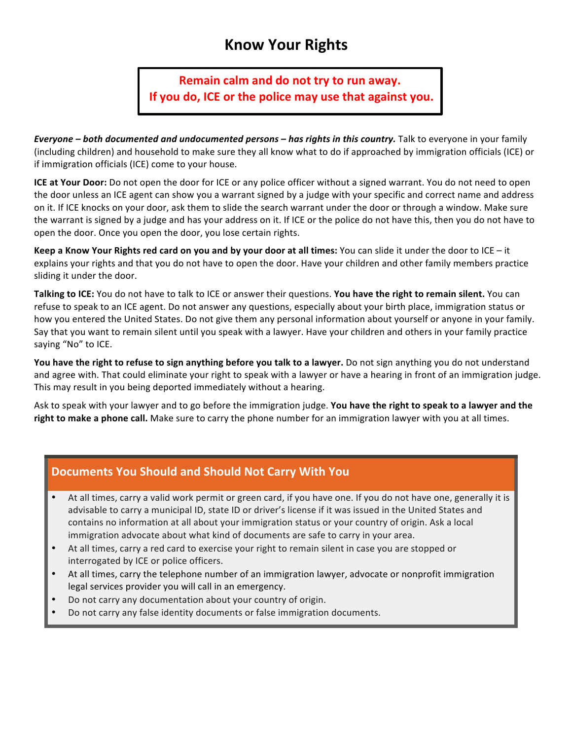# Know Your Rights

**Remain calm and do not try to run away.**
**If you do, ICE or the police may use that against you.**

***Everyone – both documented and undocumented persons – has rights in this country.*** Talk to everyone in your family (including children) and household to make sure they all know what to do if approached by immigration officials (ICE) or if immigration officials (ICE) come to your house.

**ICE at Your Door:** Do not open the door for ICE or any police officer without a signed warrant. You do not need to open the door unless an ICE agent can show you a warrant signed by a judge with your specific and correct name and address on it. If ICE knocks on your door, ask them to slide the search warrant under the door or through a window. Make sure the warrant is signed by a judge and has your address on it. If ICE or the police do not have this, then you do not have to open the door. Once you open the door, you lose certain rights.

**Keep a Know Your Rights red card on you and by your door at all times:** You can slide it under the door to ICE – it explains your rights and that you do not have to open the door. Have your children and other family members practice sliding it under the door.

**Talking to ICE:** You do not have to talk to ICE or answer their questions. **You have the right to remain silent.** You can refuse to speak to an ICE agent. Do not answer any questions, especially about your birth place, immigration status or how you entered the United States. Do not give them any personal information about yourself or anyone in your family. Say that you want to remain silent until you speak with a lawyer. Have your children and others in your family practice saying "No" to ICE.

**You have the right to refuse to sign anything before you talk to a lawyer.** Do not sign anything you do not understand and agree with. That could eliminate your right to speak with a lawyer or have a hearing in front of an immigration judge. This may result in you being deported immediately without a hearing.

Ask to speak with your lawyer and to go before the immigration judge. **You have the right to speak to a lawyer and the right to make a phone call.** Make sure to carry the phone number for an immigration lawyer with you at all times.

## Documents You Should and Should Not Carry With You

- At all times, carry a valid work permit or green card, if you have one. If you do not have one, generally it is advisable to carry a municipal ID, state ID or driver's license if it was issued in the United States and contains no information at all about your immigration status or your country of origin. Ask a local immigration advocate about what kind of documents are safe to carry in your area.
- At all times, carry a red card to exercise your right to remain silent in case you are stopped or interrogated by ICE or police officers.
- At all times, carry the telephone number of an immigration lawyer, advocate or nonprofit immigration legal services provider you will call in an emergency.
- Do not carry any documentation about your country of origin.
- Do not carry any false identity documents or false immigration documents.